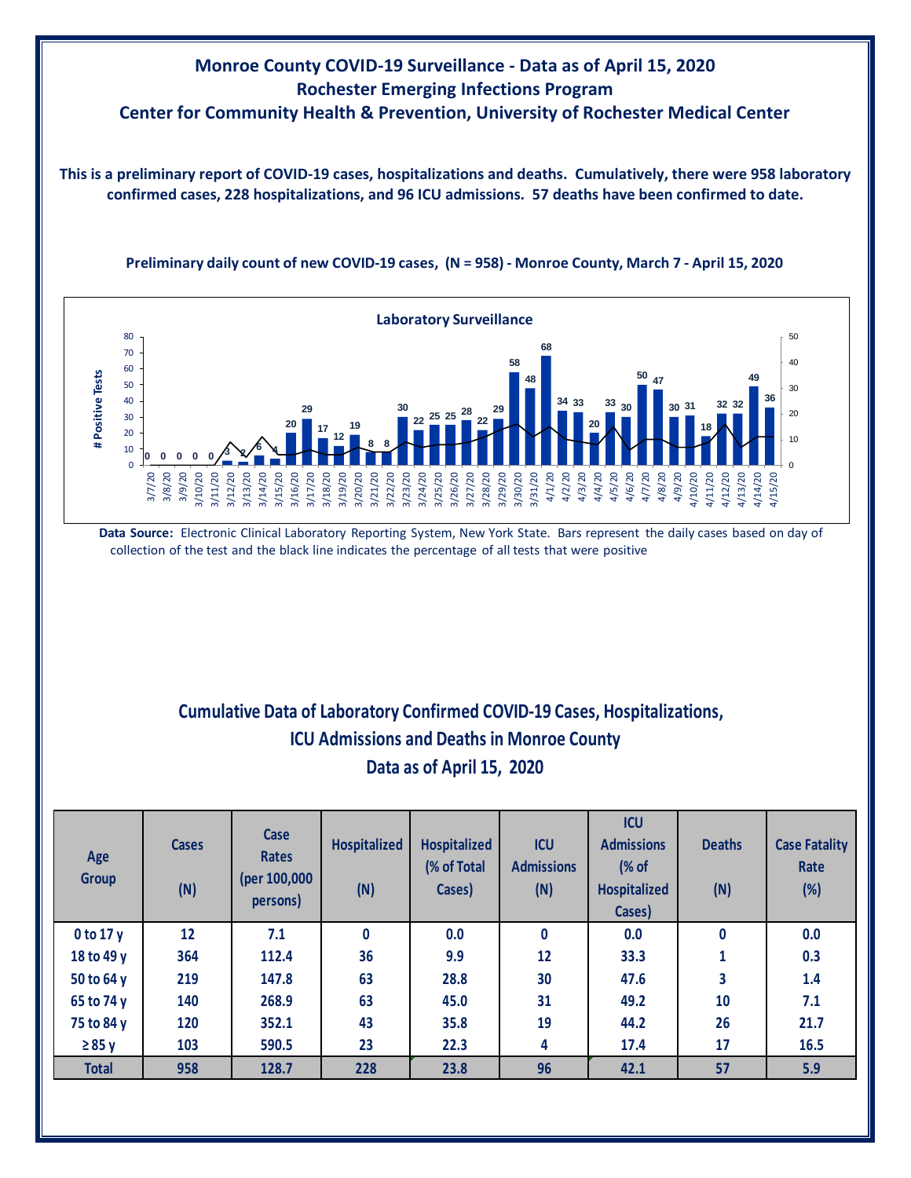# Monroe County COVID-19 Surveillance - Data as of April 15, 2020
## Rochester Emerging Infections Program
## Center for Community Health & Prevention, University of Rochester Medical Center

**This is a preliminary report of COVID-19 cases, hospitalizations and deaths. Cumulatively, there were 958 laboratory confirmed cases, 228 hospitalizations, and 96 ICU admissions. 57 deaths have been confirmed to date.**

**Preliminary daily count of new COVID-19 cases, (N = 958) - Monroe County, March 7 - April 15, 2020**

Laboratory Surveillance

# Positive Tests

0 0 0 0 0 3 2 6 4 20 29 17 12 19 8 8 30 22 25 25 28 22 29 58 48 68 34 33 20 33 30 50 47 30 31 18 32 32 49 36

3/7/20 3/8/20 3/9/20 3/10/20 3/11/20 3/12/20 3/13/20 3/14/20 3/15/20 3/16/20 3/17/20 3/18/20 3/19/20 3/20/20 3/21/20 3/22/20 3/23/20 3/24/20 3/25/20 3/26/20 3/27/20 3/28/20 3/29/20 3/30/20 3/31/20 4/1/20 4/2/20 4/3/20 4/4/20 4/5/20 4/6/20 4/7/20 4/8/20 4/9/20 4/10/20 4/11/20 4/12/20 4/13/20 4/14/20 4/15/20

**Data Source:** Electronic Clinical Laboratory Reporting System, New York State. Bars represent the daily cases based on day of collection of the test and the black line indicates the percentage of all tests that were positive

## Cumulative Data of Laboratory Confirmed COVID-19 Cases, Hospitalizations, ICU Admissions and Deaths in Monroe County
## Data as of April 15, 2020

| Age Group | Cases (N) | Case Rates (per 100,000 persons) | Hospitalized (N) | Hospitalized (% of Total Cases) | ICU Admissions (N) | ICU Admissions (% of Hospitalized Cases) | Deaths (N) | Case Fatality Rate (%) |
|---|---|---|---|---|---|---|---|---|
| 0 to 17 y | 12 | 7.1 | 0 | 0.0 | 0 | 0.0 | 0 | 0.0 |
| 18 to 49 y | 364 | 112.4 | 36 | 9.9 | 12 | 33.3 | 1 | 0.3 |
| 50 to 64 y | 219 | 147.8 | 63 | 28.8 | 30 | 47.6 | 3 | 1.4 |
| 65 to 74 y | 140 | 268.9 | 63 | 45.0 | 31 | 49.2 | 10 | 7.1 |
| 75 to 84 y | 120 | 352.1 | 43 | 35.8 | 19 | 44.2 | 26 | 21.7 |
| ≥ 85 y | 103 | 590.5 | 23 | 22.3 | 4 | 17.4 | 17 | 16.5 |
| **Total** | **958** | **128.7** | **228** | **23.8** | **96** | **42.1** | **57** | **5.9** |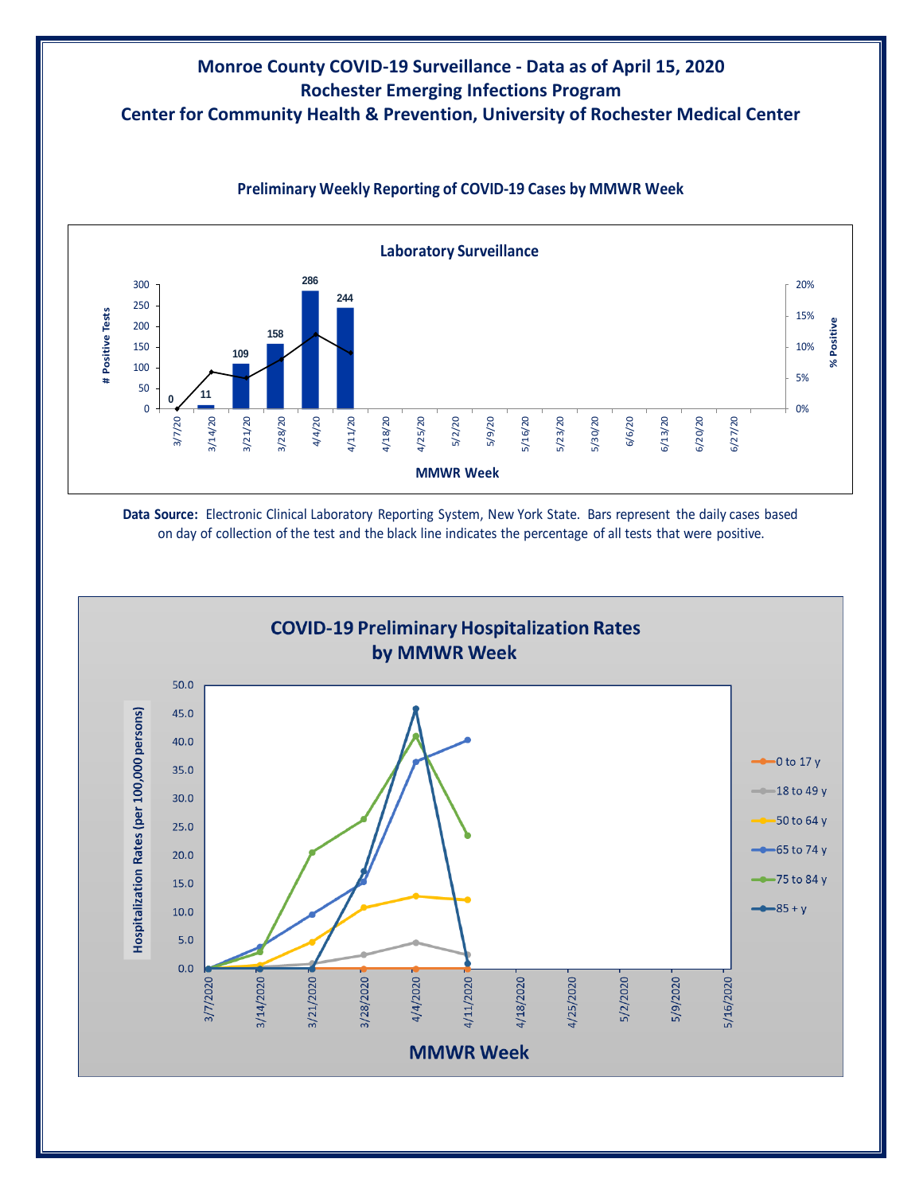# Monroe County COVID-19 Surveillance - Data as of April 15, 2020
## Rochester Emerging Infections Program
## Center for Community Health & Prevention, University of Rochester Medical Center

### Preliminary Weekly Reporting of COVID-19 Cases by MMWR Week

Laboratory Surveillance

300
250
200
150
100
50
0

# Positive Tests

20%
15%
10%
5%
0%

% Positive

0
11
109
158
286
244

3/7/20
3/14/20
3/21/20
3/28/20
4/4/20
4/11/20
4/18/20
4/25/20
5/2/20
5/9/20
5/16/20
5/23/20
5/30/20
6/6/20
6/13/20
6/20/20
6/27/20

MMWR Week

**Data Source:** Electronic Clinical Laboratory Reporting System, New York State. Bars represent the daily cases based on day of collection of the test and the black line indicates the percentage of all tests that were positive.

COVID-19 Preliminary Hospitalization Rates by MMWR Week

50.0
45.0
40.0
35.0
30.0
25.0
20.0
15.0
10.0
5.0
0.0

Hospitalization Rates (per 100,000 persons)

0 to 17 y
18 to 49 y
50 to 64 y
65 to 74 y
75 to 84 y
85 + y

3/7/2020
3/14/2020
3/21/2020
3/28/2020
4/4/2020
4/11/2020
4/18/2020
4/25/2020
5/2/2020
5/9/2020
5/16/2020

MMWR Week